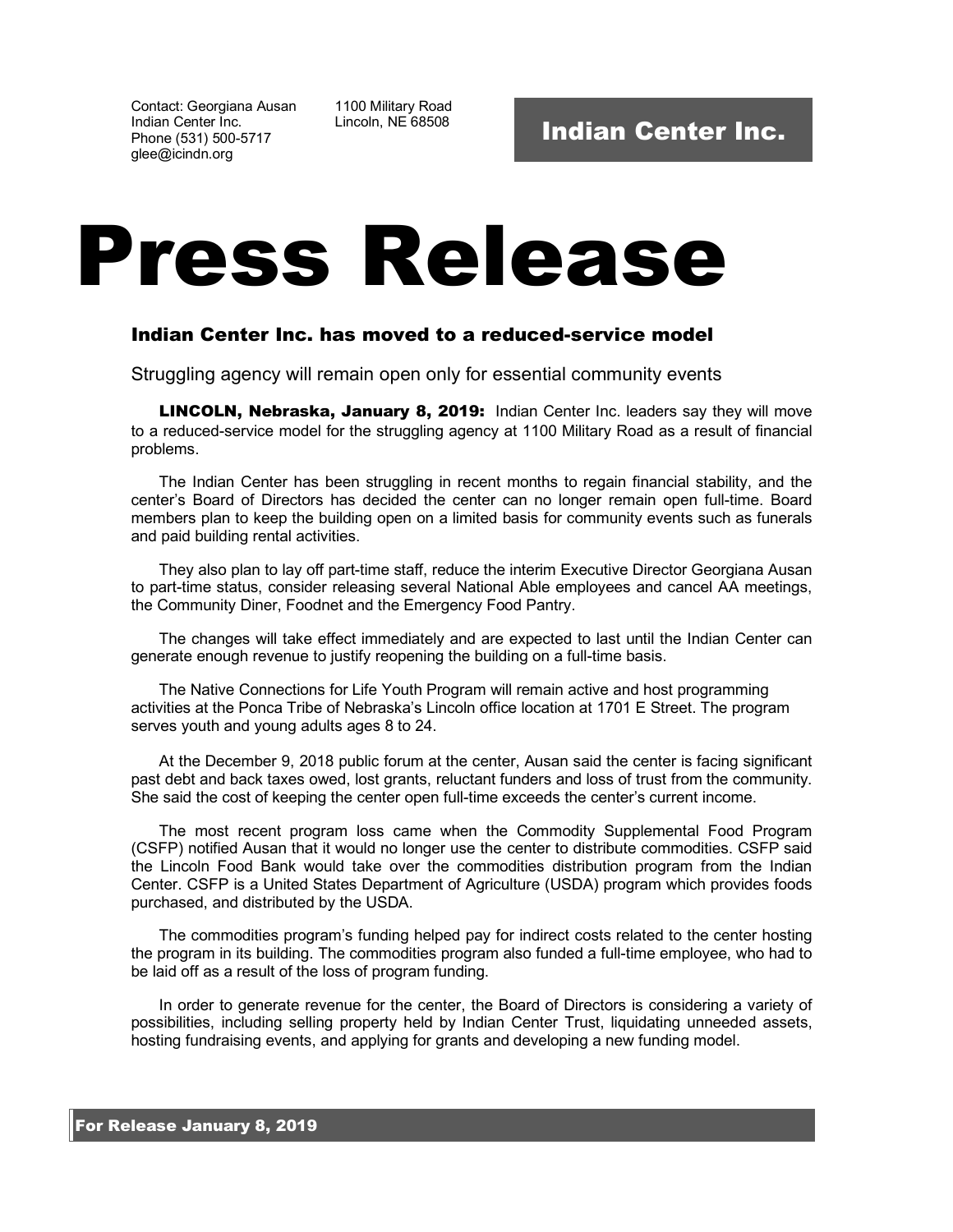Contact: Georgiana Ausan
Indian Center Inc.
Phone (531) 500-5717
glee@icindn.org

1100 Military Road
Lincoln, NE 68508

**Indian Center Inc.**

# Press Release

## Indian Center Inc. has moved to a reduced-service model

Struggling agency will remain open only for essential community events

**LINCOLN, Nebraska, January 8, 2019:** Indian Center Inc. leaders say they will move to a reduced-service model for the struggling agency at 1100 Military Road as a result of financial problems.

The Indian Center has been struggling in recent months to regain financial stability, and the center's Board of Directors has decided the center can no longer remain open full-time. Board members plan to keep the building open on a limited basis for community events such as funerals and paid building rental activities.

They also plan to lay off part-time staff, reduce the interim Executive Director Georgiana Ausan to part-time status, consider releasing several National Able employees and cancel AA meetings, the Community Diner, Foodnet and the Emergency Food Pantry.

The changes will take effect immediately and are expected to last until the Indian Center can generate enough revenue to justify reopening the building on a full-time basis.

The Native Connections for Life Youth Program will remain active and host programming activities at the Ponca Tribe of Nebraska's Lincoln office location at 1701 E Street. The program serves youth and young adults ages 8 to 24.

At the December 9, 2018 public forum at the center, Ausan said the center is facing significant past debt and back taxes owed, lost grants, reluctant funders and loss of trust from the community. She said the cost of keeping the center open full-time exceeds the center's current income.

The most recent program loss came when the Commodity Supplemental Food Program (CSFP) notified Ausan that it would no longer use the center to distribute commodities. CSFP said the Lincoln Food Bank would take over the commodities distribution program from the Indian Center. CSFP is a United States Department of Agriculture (USDA) program which provides foods purchased, and distributed by the USDA.

The commodities program's funding helped pay for indirect costs related to the center hosting the program in its building. The commodities program also funded a full-time employee, who had to be laid off as a result of the loss of program funding.

In order to generate revenue for the center, the Board of Directors is considering a variety of possibilities, including selling property held by Indian Center Trust, liquidating unneeded assets, hosting fundraising events, and applying for grants and developing a new funding model.

**For Release January 8, 2019**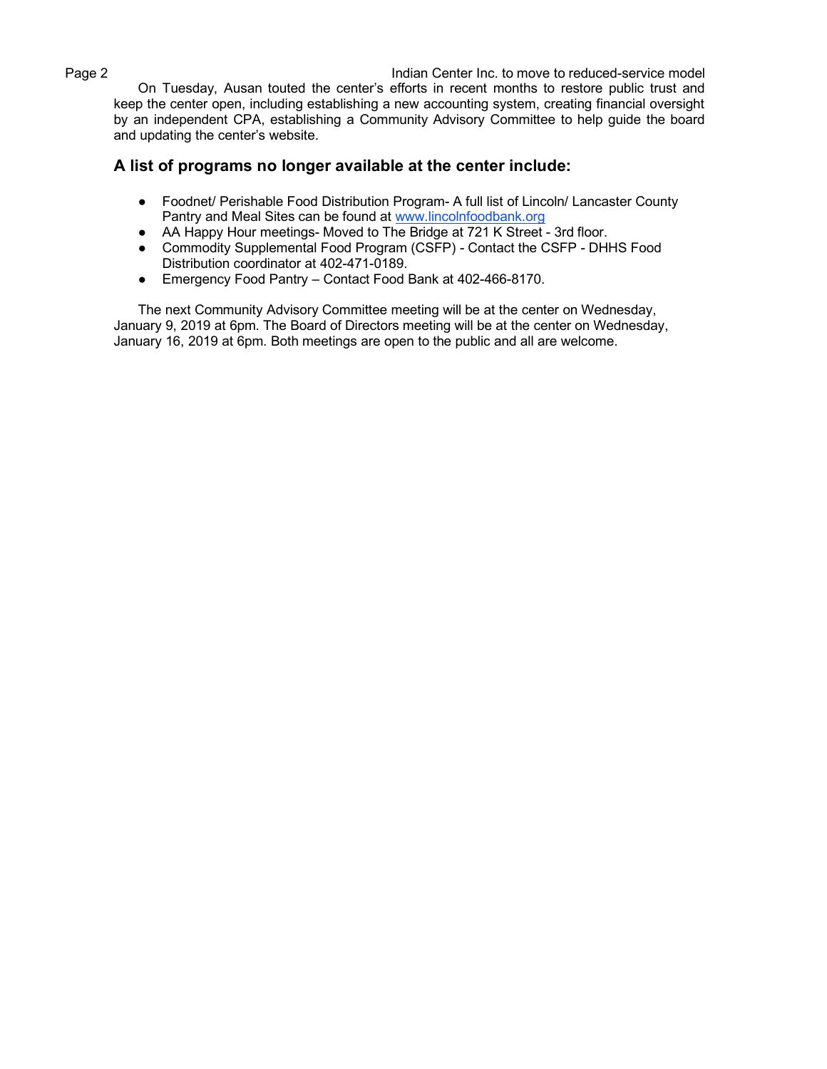On Tuesday, Ausan touted the center's efforts in recent months to restore public trust and keep the center open, including establishing a new accounting system, creating financial oversight by an independent CPA, establishing a Community Advisory Committee to help guide the board and updating the center's website.

## A list of programs no longer available at the center include:

- Foodnet/ Perishable Food Distribution Program- A full list of Lincoln/ Lancaster County Pantry and Meal Sites can be found at www.lincolnfoodbank.org
- AA Happy Hour meetings- Moved to The Bridge at 721 K Street - 3rd floor.
- Commodity Supplemental Food Program (CSFP) - Contact the CSFP - DHHS Food Distribution coordinator at 402-471-0189.
- Emergency Food Pantry – Contact Food Bank at 402-466-8170.

The next Community Advisory Committee meeting will be at the center on Wednesday, January 9, 2019 at 6pm. The Board of Directors meeting will be at the center on Wednesday, January 16, 2019 at 6pm. Both meetings are open to the public and all are welcome.